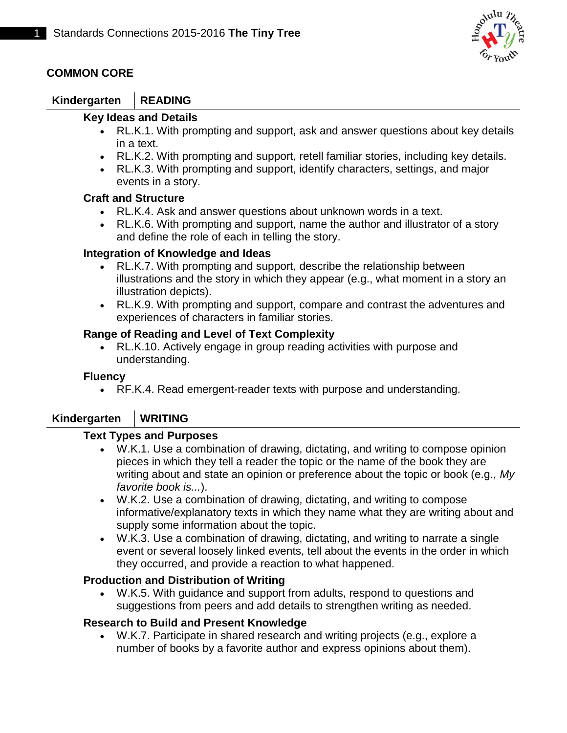## COMMON CORE

### Kindergarten | READING

**Key Ideas and Details**

- RL.K.1. With prompting and support, ask and answer questions about key details in a text.
- RL.K.2. With prompting and support, retell familiar stories, including key details.
- RL.K.3. With prompting and support, identify characters, settings, and major events in a story.

**Craft and Structure**

- RL.K.4. Ask and answer questions about unknown words in a text.
- RL.K.6. With prompting and support, name the author and illustrator of a story and define the role of each in telling the story.

**Integration of Knowledge and Ideas**

- RL.K.7. With prompting and support, describe the relationship between illustrations and the story in which they appear (e.g., what moment in a story an illustration depicts).
- RL.K.9. With prompting and support, compare and contrast the adventures and experiences of characters in familiar stories.

**Range of Reading and Level of Text Complexity**

- RL.K.10. Actively engage in group reading activities with purpose and understanding.

**Fluency**

- RF.K.4. Read emergent-reader texts with purpose and understanding.

### Kindergarten | WRITING

**Text Types and Purposes**

- W.K.1. Use a combination of drawing, dictating, and writing to compose opinion pieces in which they tell a reader the topic or the name of the book they are writing about and state an opinion or preference about the topic or book (e.g., *My favorite book is...*).
- W.K.2. Use a combination of drawing, dictating, and writing to compose informative/explanatory texts in which they name what they are writing about and supply some information about the topic.
- W.K.3. Use a combination of drawing, dictating, and writing to narrate a single event or several loosely linked events, tell about the events in the order in which they occurred, and provide a reaction to what happened.

**Production and Distribution of Writing**

- W.K.5. With guidance and support from adults, respond to questions and suggestions from peers and add details to strengthen writing as needed.

**Research to Build and Present Knowledge**

- W.K.7. Participate in shared research and writing projects (e.g., explore a number of books by a favorite author and express opinions about them).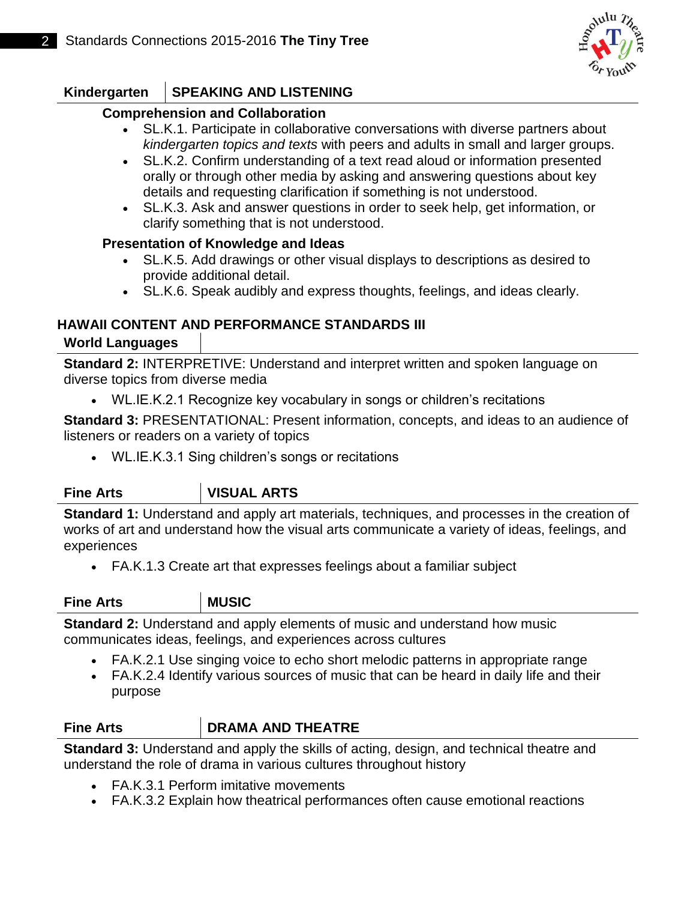## Kindergarten | SPEAKING AND LISTENING

### Comprehension and Collaboration

- SL.K.1. Participate in collaborative conversations with diverse partners about *kindergarten topics and texts* with peers and adults in small and larger groups.
- SL.K.2. Confirm understanding of a text read aloud or information presented orally or through other media by asking and answering questions about key details and requesting clarification if something is not understood.
- SL.K.3. Ask and answer questions in order to seek help, get information, or clarify something that is not understood.

### Presentation of Knowledge and Ideas

- SL.K.5. Add drawings or other visual displays to descriptions as desired to provide additional detail.
- SL.K.6. Speak audibly and express thoughts, feelings, and ideas clearly.

## HAWAII CONTENT AND PERFORMANCE STANDARDS III

### World Languages

**Standard 2:** INTERPRETIVE: Understand and interpret written and spoken language on diverse topics from diverse media

- WL.IE.K.2.1 Recognize key vocabulary in songs or children's recitations

**Standard 3:** PRESENTATIONAL: Present information, concepts, and ideas to an audience of listeners or readers on a variety of topics

- WL.IE.K.3.1 Sing children's songs or recitations

### Fine Arts | VISUAL ARTS

**Standard 1:** Understand and apply art materials, techniques, and processes in the creation of works of art and understand how the visual arts communicate a variety of ideas, feelings, and experiences

- FA.K.1.3 Create art that expresses feelings about a familiar subject

### Fine Arts | MUSIC

**Standard 2:** Understand and apply elements of music and understand how music communicates ideas, feelings, and experiences across cultures

- FA.K.2.1 Use singing voice to echo short melodic patterns in appropriate range
- FA.K.2.4 Identify various sources of music that can be heard in daily life and their purpose

### Fine Arts | DRAMA AND THEATRE

**Standard 3:** Understand and apply the skills of acting, design, and technical theatre and understand the role of drama in various cultures throughout history

- FA.K.3.1 Perform imitative movements
- FA.K.3.2 Explain how theatrical performances often cause emotional reactions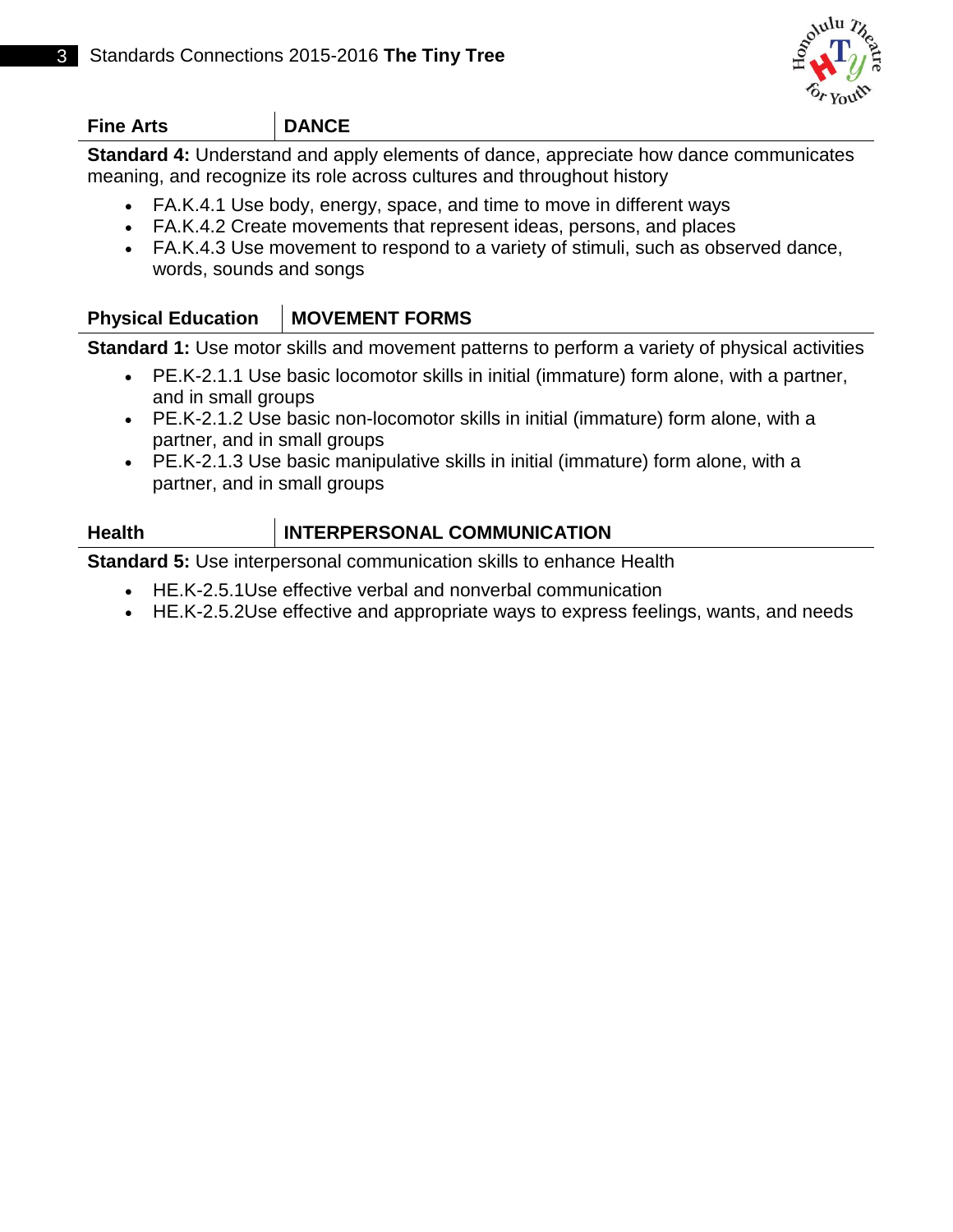| Fine Arts | DANCE |
| --- | --- |

**Standard 4:** Understand and apply elements of dance, appreciate how dance communicates meaning, and recognize its role across cultures and throughout history

- FA.K.4.1 Use body, energy, space, and time to move in different ways
- FA.K.4.2 Create movements that represent ideas, persons, and places
- FA.K.4.3 Use movement to respond to a variety of stimuli, such as observed dance, words, sounds and songs

| Physical Education | MOVEMENT FORMS |
| --- | --- |

**Standard 1:** Use motor skills and movement patterns to perform a variety of physical activities

- PE.K-2.1.1 Use basic locomotor skills in initial (immature) form alone, with a partner, and in small groups
- PE.K-2.1.2 Use basic non-locomotor skills in initial (immature) form alone, with a partner, and in small groups
- PE.K-2.1.3 Use basic manipulative skills in initial (immature) form alone, with a partner, and in small groups

| Health | INTERPERSONAL COMMUNICATION |
| --- | --- |

**Standard 5:** Use interpersonal communication skills to enhance Health

- HE.K-2.5.1Use effective verbal and nonverbal communication
- HE.K-2.5.2Use effective and appropriate ways to express feelings, wants, and needs